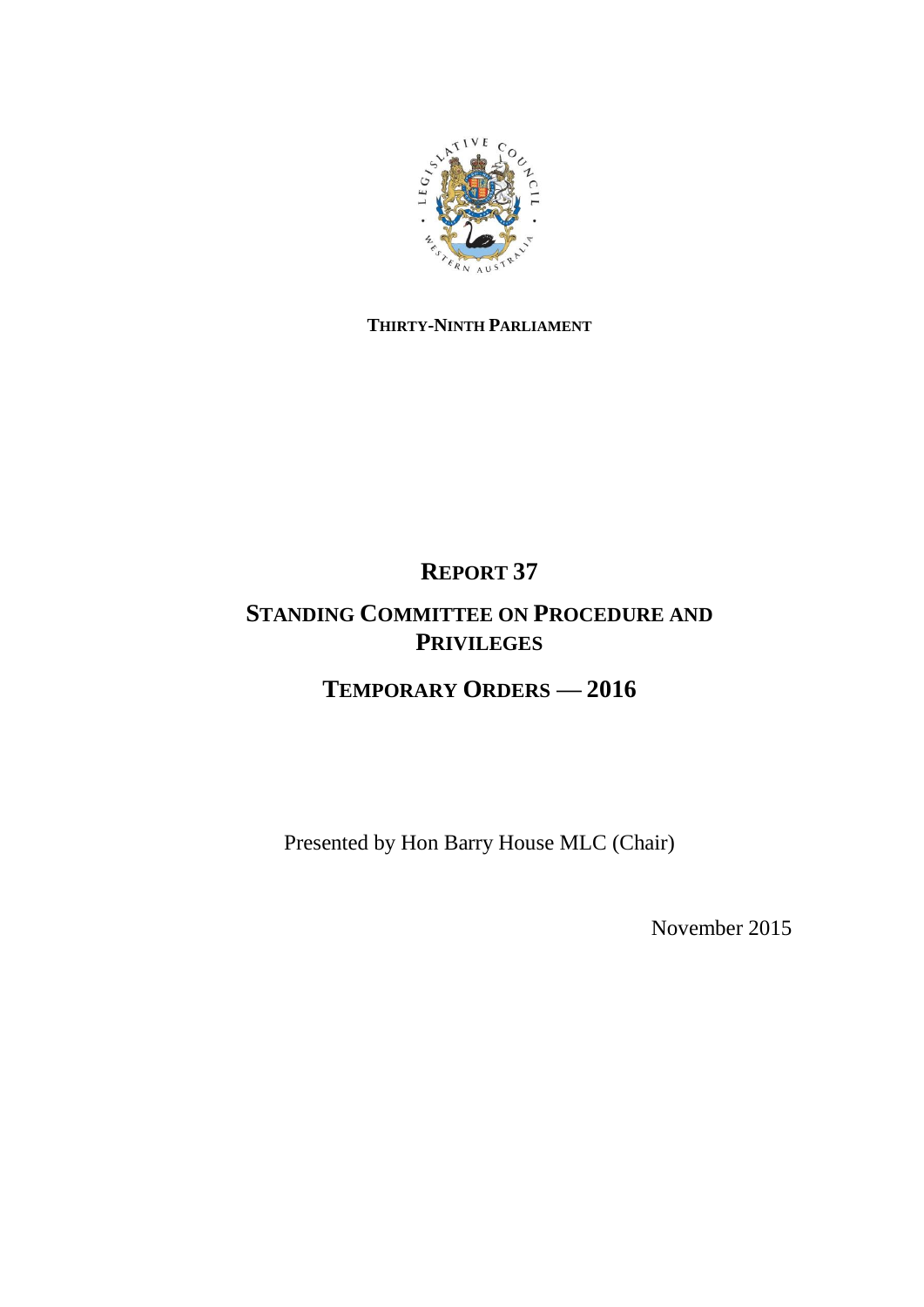**THIRTY-NINTH PARLIAMENT**

# REPORT 37

# STANDING COMMITTEE ON PROCEDURE AND PRIVILEGES

# TEMPORARY ORDERS — 2016

Presented by Hon Barry House MLC (Chair)

November 2015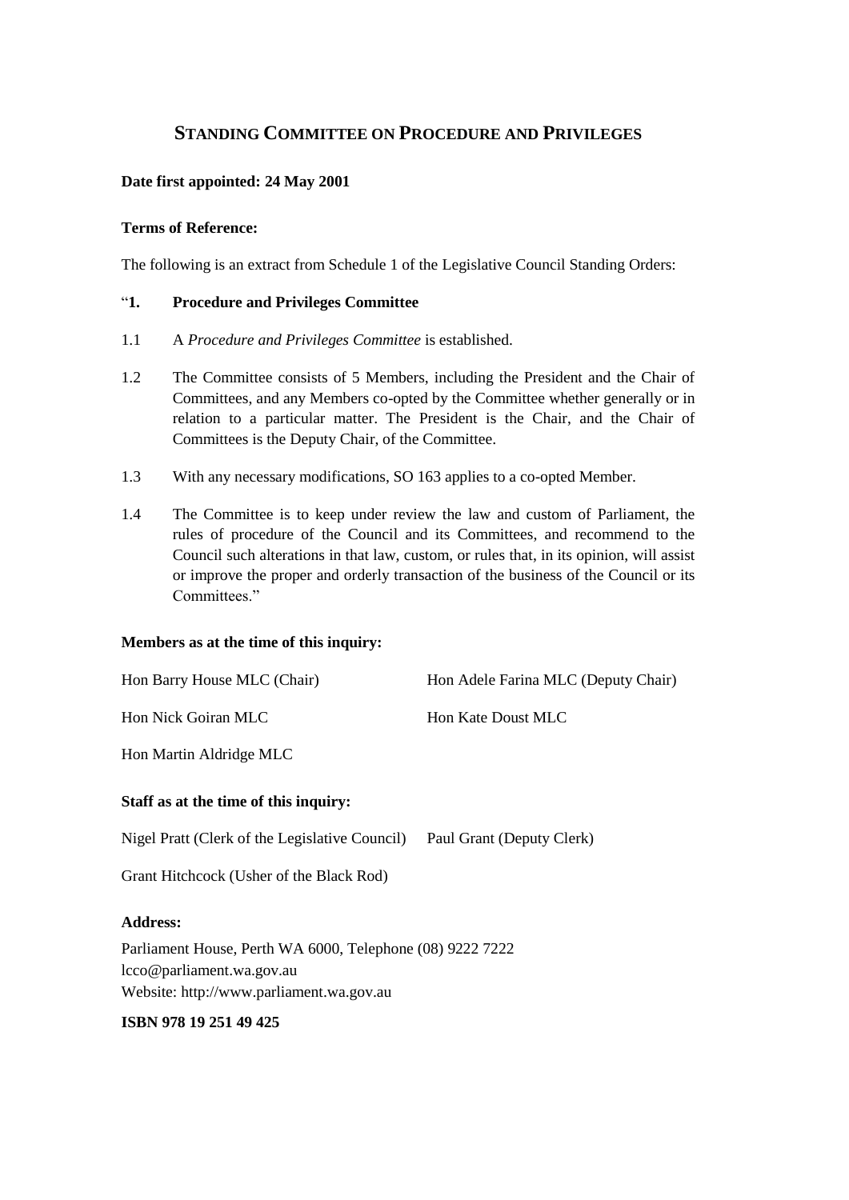# STANDING COMMITTEE ON PROCEDURE AND PRIVILEGES

**Date first appointed: 24 May 2001**

**Terms of Reference:**

The following is an extract from Schedule 1 of the Legislative Council Standing Orders:

"**1. Procedure and Privileges Committee**

1.1 A *Procedure and Privileges Committee* is established.

1.2 The Committee consists of 5 Members, including the President and the Chair of Committees, and any Members co-opted by the Committee whether generally or in relation to a particular matter. The President is the Chair, and the Chair of Committees is the Deputy Chair, of the Committee.

1.3 With any necessary modifications, SO 163 applies to a co-opted Member.

1.4 The Committee is to keep under review the law and custom of Parliament, the rules of procedure of the Council and its Committees, and recommend to the Council such alterations in that law, custom, or rules that, in its opinion, will assist or improve the proper and orderly transaction of the business of the Council or its Committees."

**Members as at the time of this inquiry:**

Hon Barry House MLC (Chair)

Hon Adele Farina MLC (Deputy Chair)

Hon Nick Goiran MLC

Hon Kate Doust MLC

Hon Martin Aldridge MLC

**Staff as at the time of this inquiry:**

Nigel Pratt (Clerk of the Legislative Council)

Paul Grant (Deputy Clerk)

Grant Hitchcock (Usher of the Black Rod)

**Address:**

Parliament House, Perth WA 6000, Telephone (08) 9222 7222
lcco@parliament.wa.gov.au
Website: http://www.parliament.wa.gov.au

**ISBN 978 19 251 49 425**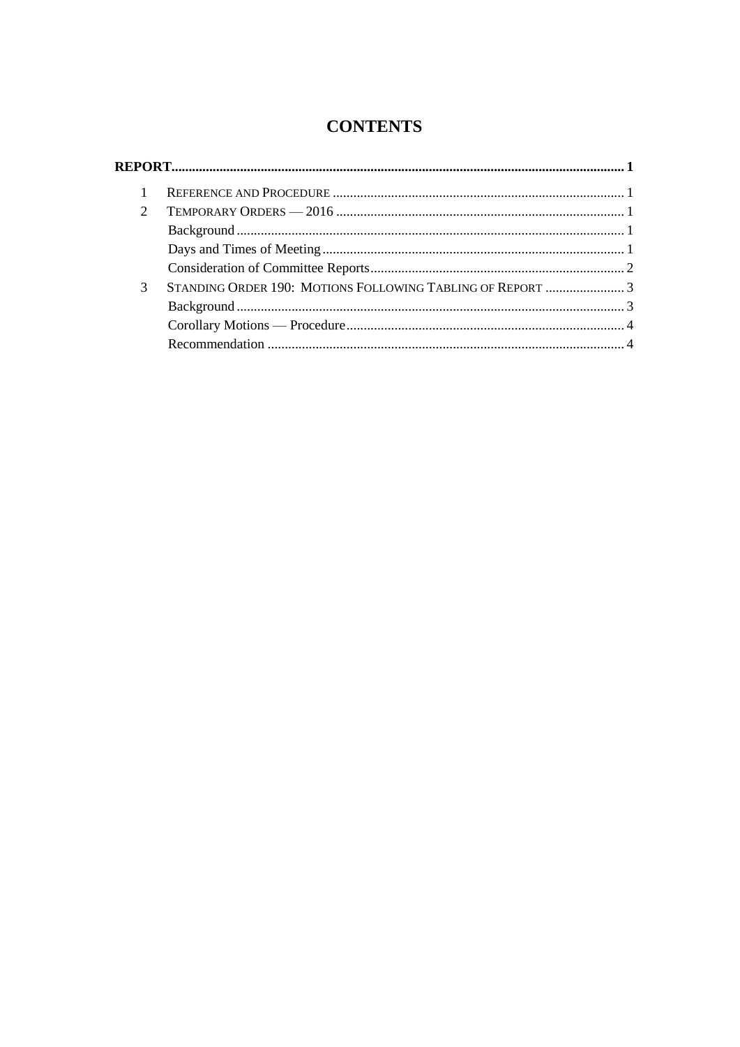# CONTENTS

**REPORT** .......... **1**

1 REFERENCE AND PROCEDURE .......... 1

2 TEMPORARY ORDERS — 2016 .......... 1

- Background .......... 1
- Days and Times of Meeting .......... 1
- Consideration of Committee Reports .......... 2

3 STANDING ORDER 190: MOTIONS FOLLOWING TABLING OF REPORT .......... 3

- Background .......... 3
- Corollary Motions — Procedure .......... 4
- Recommendation .......... 4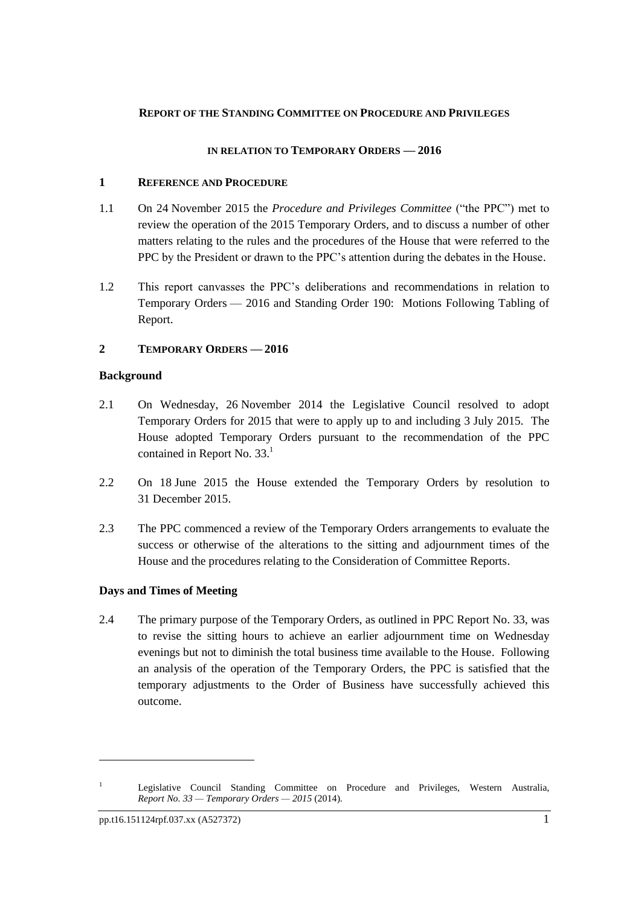**REPORT OF THE STANDING COMMITTEE ON PROCEDURE AND PRIVILEGES**

**IN RELATION TO TEMPORARY ORDERS — 2016**

## 1 REFERENCE AND PROCEDURE

1.1 On 24 November 2015 the *Procedure and Privileges Committee* ("the PPC") met to review the operation of the 2015 Temporary Orders, and to discuss a number of other matters relating to the rules and the procedures of the House that were referred to the PPC by the President or drawn to the PPC's attention during the debates in the House.

1.2 This report canvasses the PPC's deliberations and recommendations in relation to Temporary Orders — 2016 and Standing Order 190: Motions Following Tabling of Report.

## 2 TEMPORARY ORDERS — 2016

### Background

2.1 On Wednesday, 26 November 2014 the Legislative Council resolved to adopt Temporary Orders for 2015 that were to apply up to and including 3 July 2015. The House adopted Temporary Orders pursuant to the recommendation of the PPC contained in Report No. 33.[1]

2.2 On 18 June 2015 the House extended the Temporary Orders by resolution to 31 December 2015.

2.3 The PPC commenced a review of the Temporary Orders arrangements to evaluate the success or otherwise of the alterations to the sitting and adjournment times of the House and the procedures relating to the Consideration of Committee Reports.

### Days and Times of Meeting

2.4 The primary purpose of the Temporary Orders, as outlined in PPC Report No. 33, was to revise the sitting hours to achieve an earlier adjournment time on Wednesday evenings but not to diminish the total business time available to the House. Following an analysis of the operation of the Temporary Orders, the PPC is satisfied that the temporary adjustments to the Order of Business have successfully achieved this outcome.

---

[1] Legislative Council Standing Committee on Procedure and Privileges, Western Australia, *Report No. 33 — Temporary Orders — 2015* (2014).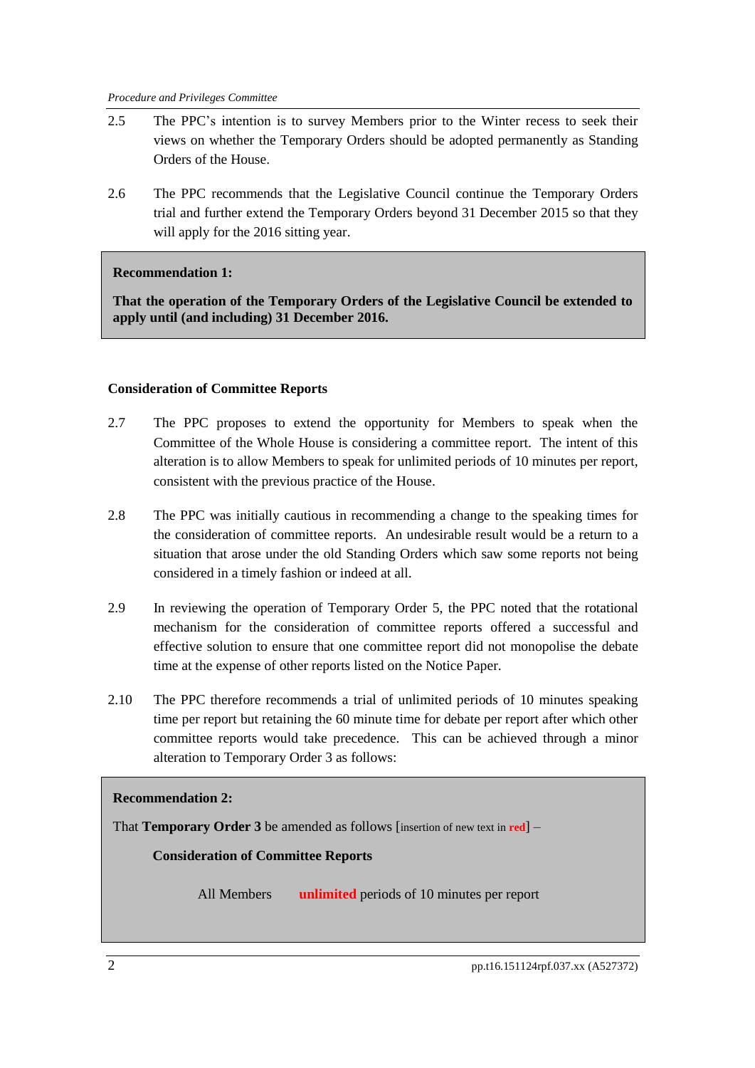2.5 The PPC's intention is to survey Members prior to the Winter recess to seek their views on whether the Temporary Orders should be adopted permanently as Standing Orders of the House.

2.6 The PPC recommends that the Legislative Council continue the Temporary Orders trial and further extend the Temporary Orders beyond 31 December 2015 so that they will apply for the 2016 sitting year.

> **Recommendation 1:**
>
> **That the operation of the Temporary Orders of the Legislative Council be extended to apply until (and including) 31 December 2016.**

### Consideration of Committee Reports

2.7 The PPC proposes to extend the opportunity for Members to speak when the Committee of the Whole House is considering a committee report. The intent of this alteration is to allow Members to speak for unlimited periods of 10 minutes per report, consistent with the previous practice of the House.

2.8 The PPC was initially cautious in recommending a change to the speaking times for the consideration of committee reports. An undesirable result would be a return to a situation that arose under the old Standing Orders which saw some reports not being considered in a timely fashion or indeed at all.

2.9 In reviewing the operation of Temporary Order 5, the PPC noted that the rotational mechanism for the consideration of committee reports offered a successful and effective solution to ensure that one committee report did not monopolise the debate time at the expense of other reports listed on the Notice Paper.

2.10 The PPC therefore recommends a trial of unlimited periods of 10 minutes speaking time per report but retaining the 60 minute time for debate per report after which other committee reports would take precedence. This can be achieved through a minor alteration to Temporary Order 3 as follows:

> **Recommendation 2:**
>
> That **Temporary Order 3** be amended as follows [insertion of new text in **red**] –
>
> **Consideration of Committee Reports**
>
> All Members **unlimited** periods of 10 minutes per report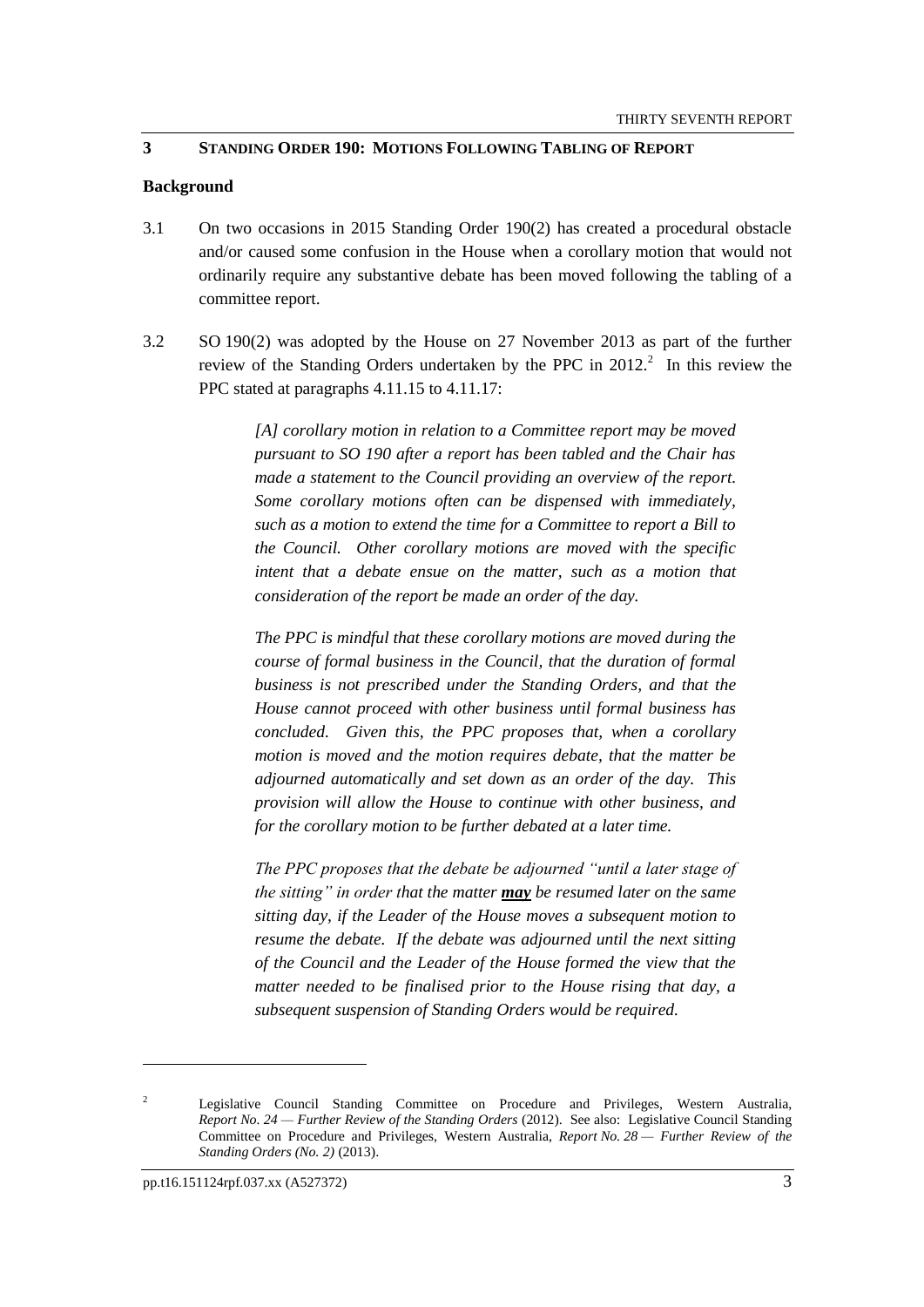## 3 STANDING ORDER 190: MOTIONS FOLLOWING TABLING OF REPORT

### Background

3.1 On two occasions in 2015 Standing Order 190(2) has created a procedural obstacle and/or caused some confusion in the House when a corollary motion that would not ordinarily require any substantive debate has been moved following the tabling of a committee report.

3.2 SO 190(2) was adopted by the House on 27 November 2013 as part of the further review of the Standing Orders undertaken by the PPC in 2012.[2] In this review the PPC stated at paragraphs 4.11.15 to 4.11.17:

> *[A] corollary motion in relation to a Committee report may be moved pursuant to SO 190 after a report has been tabled and the Chair has made a statement to the Council providing an overview of the report. Some corollary motions often can be dispensed with immediately, such as a motion to extend the time for a Committee to report a Bill to the Council. Other corollary motions are moved with the specific intent that a debate ensue on the matter, such as a motion that consideration of the report be made an order of the day.*
>
> *The PPC is mindful that these corollary motions are moved during the course of formal business in the Council, that the duration of formal business is not prescribed under the Standing Orders, and that the House cannot proceed with other business until formal business has concluded. Given this, the PPC proposes that, when a corollary motion is moved and the motion requires debate, that the matter be adjourned automatically and set down as an order of the day. This provision will allow the House to continue with other business, and for the corollary motion to be further debated at a later time.*
>
> *The PPC proposes that the debate be adjourned "until a later stage of the sitting" in order that the matter* ***may*** *be resumed later on the same sitting day, if the Leader of the House moves a subsequent motion to resume the debate. If the debate was adjourned until the next sitting of the Council and the Leader of the House formed the view that the matter needed to be finalised prior to the House rising that day, a subsequent suspension of Standing Orders would be required.*

---

[2] Legislative Council Standing Committee on Procedure and Privileges, Western Australia, *Report No. 24 — Further Review of the Standing Orders* (2012). See also: Legislative Council Standing Committee on Procedure and Privileges, Western Australia, *Report No. 28 — Further Review of the Standing Orders (No. 2)* (2013).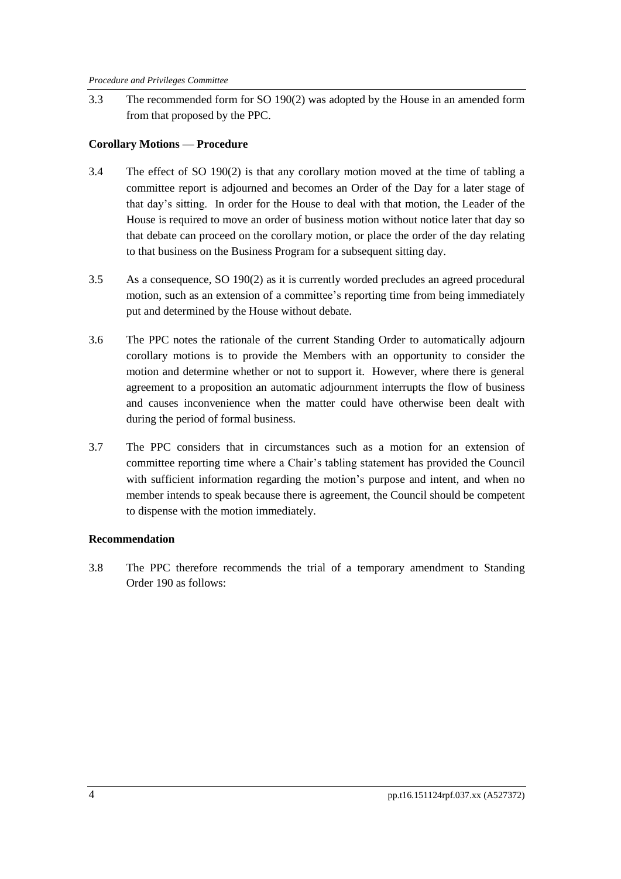3.3 The recommended form for SO 190(2) was adopted by the House in an amended form from that proposed by the PPC.

**Corollary Motions — Procedure**

3.4 The effect of SO 190(2) is that any corollary motion moved at the time of tabling a committee report is adjourned and becomes an Order of the Day for a later stage of that day's sitting. In order for the House to deal with that motion, the Leader of the House is required to move an order of business motion without notice later that day so that debate can proceed on the corollary motion, or place the order of the day relating to that business on the Business Program for a subsequent sitting day.

3.5 As a consequence, SO 190(2) as it is currently worded precludes an agreed procedural motion, such as an extension of a committee's reporting time from being immediately put and determined by the House without debate.

3.6 The PPC notes the rationale of the current Standing Order to automatically adjourn corollary motions is to provide the Members with an opportunity to consider the motion and determine whether or not to support it. However, where there is general agreement to a proposition an automatic adjournment interrupts the flow of business and causes inconvenience when the matter could have otherwise been dealt with during the period of formal business.

3.7 The PPC considers that in circumstances such as a motion for an extension of committee reporting time where a Chair's tabling statement has provided the Council with sufficient information regarding the motion's purpose and intent, and when no member intends to speak because there is agreement, the Council should be competent to dispense with the motion immediately.

**Recommendation**

3.8 The PPC therefore recommends the trial of a temporary amendment to Standing Order 190 as follows: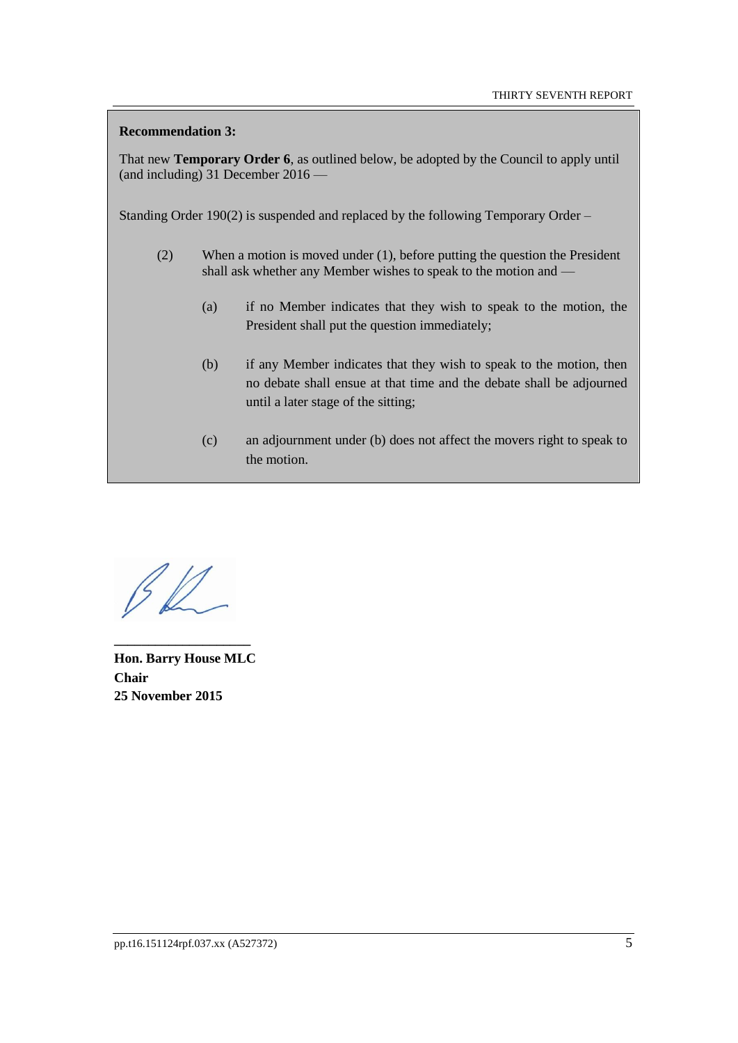**Recommendation 3:**

That new **Temporary Order 6**, as outlined below, be adopted by the Council to apply until (and including) 31 December 2016 —

Standing Order 190(2) is suspended and replaced by the following Temporary Order –

(2) When a motion is moved under (1), before putting the question the President shall ask whether any Member wishes to speak to the motion and —

(a) if no Member indicates that they wish to speak to the motion, the President shall put the question immediately;

(b) if any Member indicates that they wish to speak to the motion, then no debate shall ensue at that time and the debate shall be adjourned until a later stage of the sitting;

(c) an adjournment under (b) does not affect the movers right to speak to the motion.

**Hon. Barry House MLC**
**Chair**
**25 November 2015**